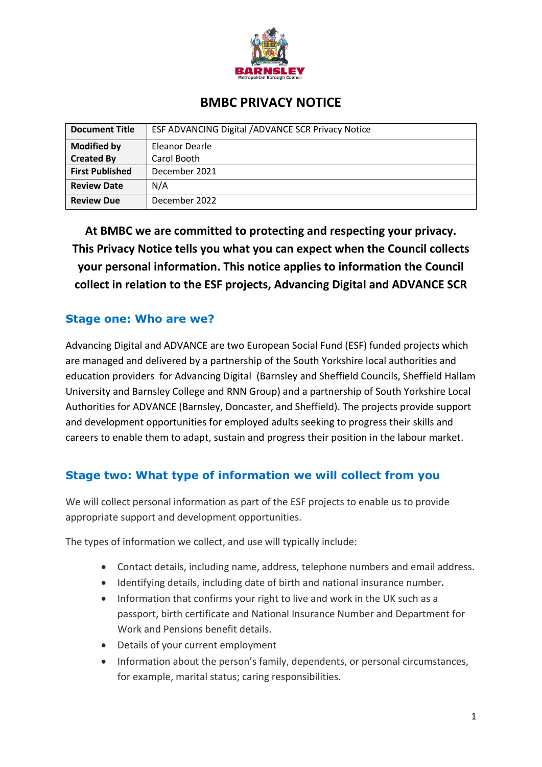# BMBC PRIVACY NOTICE

| Document Title | ESF ADVANCING Digital /ADVANCE SCR Privacy Notice |
|---|---|
| Modified by<br>Created By | Eleanor Dearle<br>Carol Booth |
| First Published | December 2021 |
| Review Date | N/A |
| Review Due | December 2022 |

**At BMBC we are committed to protecting and respecting your privacy. This Privacy Notice tells you what you can expect when the Council collects your personal information. This notice applies to information the Council collect in relation to the ESF projects, Advancing Digital and ADVANCE SCR**

## Stage one: Who are we?

Advancing Digital and ADVANCE are two European Social Fund (ESF) funded projects which are managed and delivered by a partnership of the South Yorkshire local authorities and education providers for Advancing Digital (Barnsley and Sheffield Councils, Sheffield Hallam University and Barnsley College and RNN Group) and a partnership of South Yorkshire Local Authorities for ADVANCE (Barnsley, Doncaster, and Sheffield). The projects provide support and development opportunities for employed adults seeking to progress their skills and careers to enable them to adapt, sustain and progress their position in the labour market.

## Stage two: What type of information we will collect from you

We will collect personal information as part of the ESF projects to enable us to provide appropriate support and development opportunities.

The types of information we collect, and use will typically include:

- Contact details, including name, address, telephone numbers and email address.
- Identifying details, including date of birth and national insurance number*.*
- Information that confirms your right to live and work in the UK such as a passport, birth certificate and National Insurance Number and Department for Work and Pensions benefit details.
- Details of your current employment
- Information about the person's family, dependents, or personal circumstances, for example, marital status; caring responsibilities.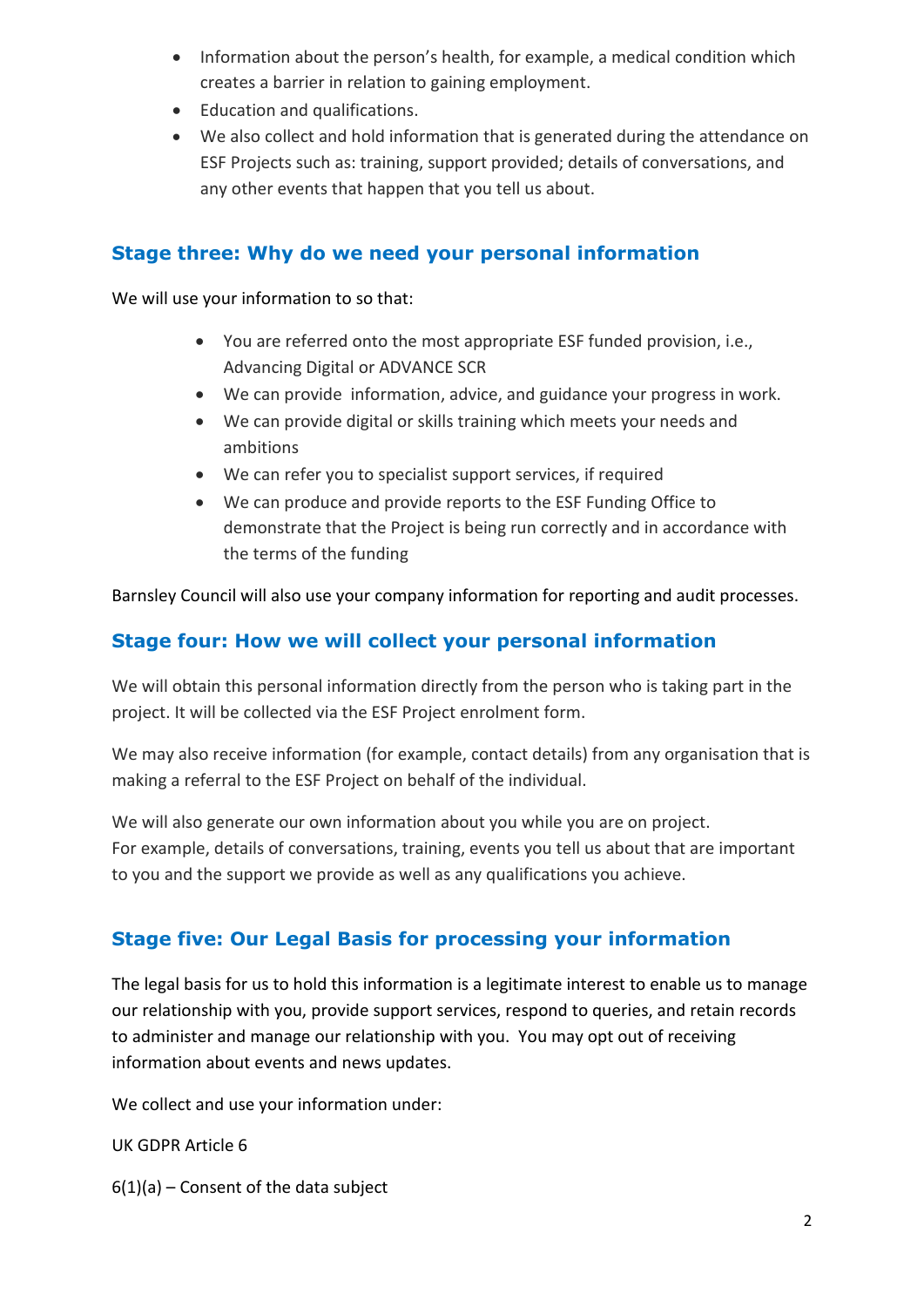- Information about the person's health, for example, a medical condition which creates a barrier in relation to gaining employment.
- Education and qualifications.
- We also collect and hold information that is generated during the attendance on ESF Projects such as: training, support provided; details of conversations, and any other events that happen that you tell us about.

## Stage three: Why do we need your personal information

We will use your information to so that:

- You are referred onto the most appropriate ESF funded provision, i.e., Advancing Digital or ADVANCE SCR
- We can provide information, advice, and guidance your progress in work.
- We can provide digital or skills training which meets your needs and ambitions
- We can refer you to specialist support services, if required
- We can produce and provide reports to the ESF Funding Office to demonstrate that the Project is being run correctly and in accordance with the terms of the funding

Barnsley Council will also use your company information for reporting and audit processes.

## Stage four: How we will collect your personal information

We will obtain this personal information directly from the person who is taking part in the project. It will be collected via the ESF Project enrolment form.

We may also receive information (for example, contact details) from any organisation that is making a referral to the ESF Project on behalf of the individual.

We will also generate our own information about you while you are on project. For example, details of conversations, training, events you tell us about that are important to you and the support we provide as well as any qualifications you achieve.

## Stage five: Our Legal Basis for processing your information

The legal basis for us to hold this information is a legitimate interest to enable us to manage our relationship with you, provide support services, respond to queries, and retain records to administer and manage our relationship with you. You may opt out of receiving information about events and news updates.

We collect and use your information under:

UK GDPR Article 6

6(1)(a) – Consent of the data subject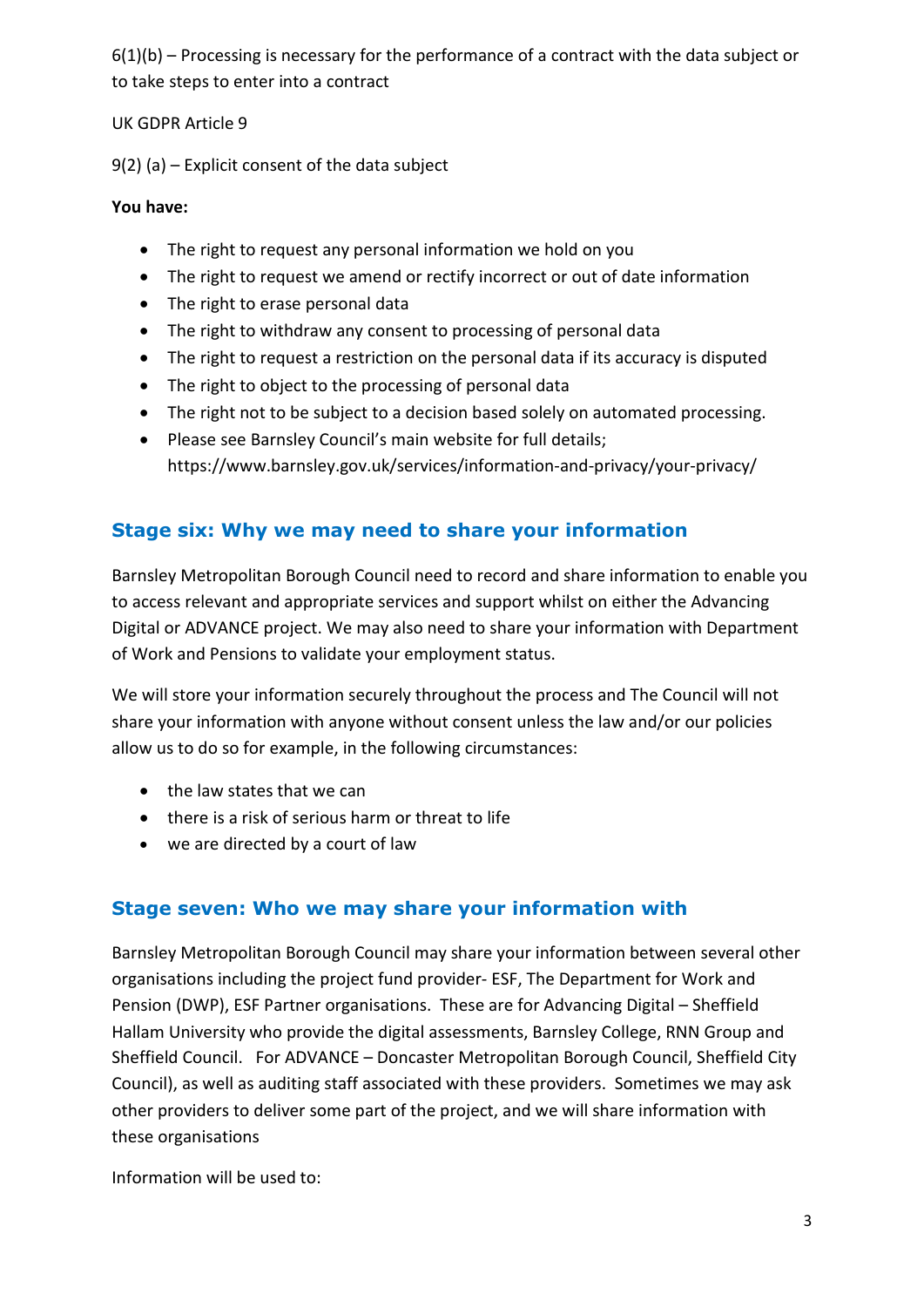6(1)(b) – Processing is necessary for the performance of a contract with the data subject or to take steps to enter into a contract

UK GDPR Article 9

9(2) (a) – Explicit consent of the data subject

**You have:**

- The right to request any personal information we hold on you
- The right to request we amend or rectify incorrect or out of date information
- The right to erase personal data
- The right to withdraw any consent to processing of personal data
- The right to request a restriction on the personal data if its accuracy is disputed
- The right to object to the processing of personal data
- The right not to be subject to a decision based solely on automated processing.
- Please see Barnsley Council's main website for full details; https://www.barnsley.gov.uk/services/information-and-privacy/your-privacy/

## Stage six: Why we may need to share your information

Barnsley Metropolitan Borough Council need to record and share information to enable you to access relevant and appropriate services and support whilst on either the Advancing Digital or ADVANCE project. We may also need to share your information with Department of Work and Pensions to validate your employment status.

We will store your information securely throughout the process and The Council will not share your information with anyone without consent unless the law and/or our policies allow us to do so for example, in the following circumstances:

- the law states that we can
- there is a risk of serious harm or threat to life
- we are directed by a court of law

## Stage seven: Who we may share your information with

Barnsley Metropolitan Borough Council may share your information between several other organisations including the project fund provider- ESF, The Department for Work and Pension (DWP), ESF Partner organisations. These are for Advancing Digital – Sheffield Hallam University who provide the digital assessments, Barnsley College, RNN Group and Sheffield Council. For ADVANCE – Doncaster Metropolitan Borough Council, Sheffield City Council), as well as auditing staff associated with these providers. Sometimes we may ask other providers to deliver some part of the project, and we will share information with these organisations

Information will be used to: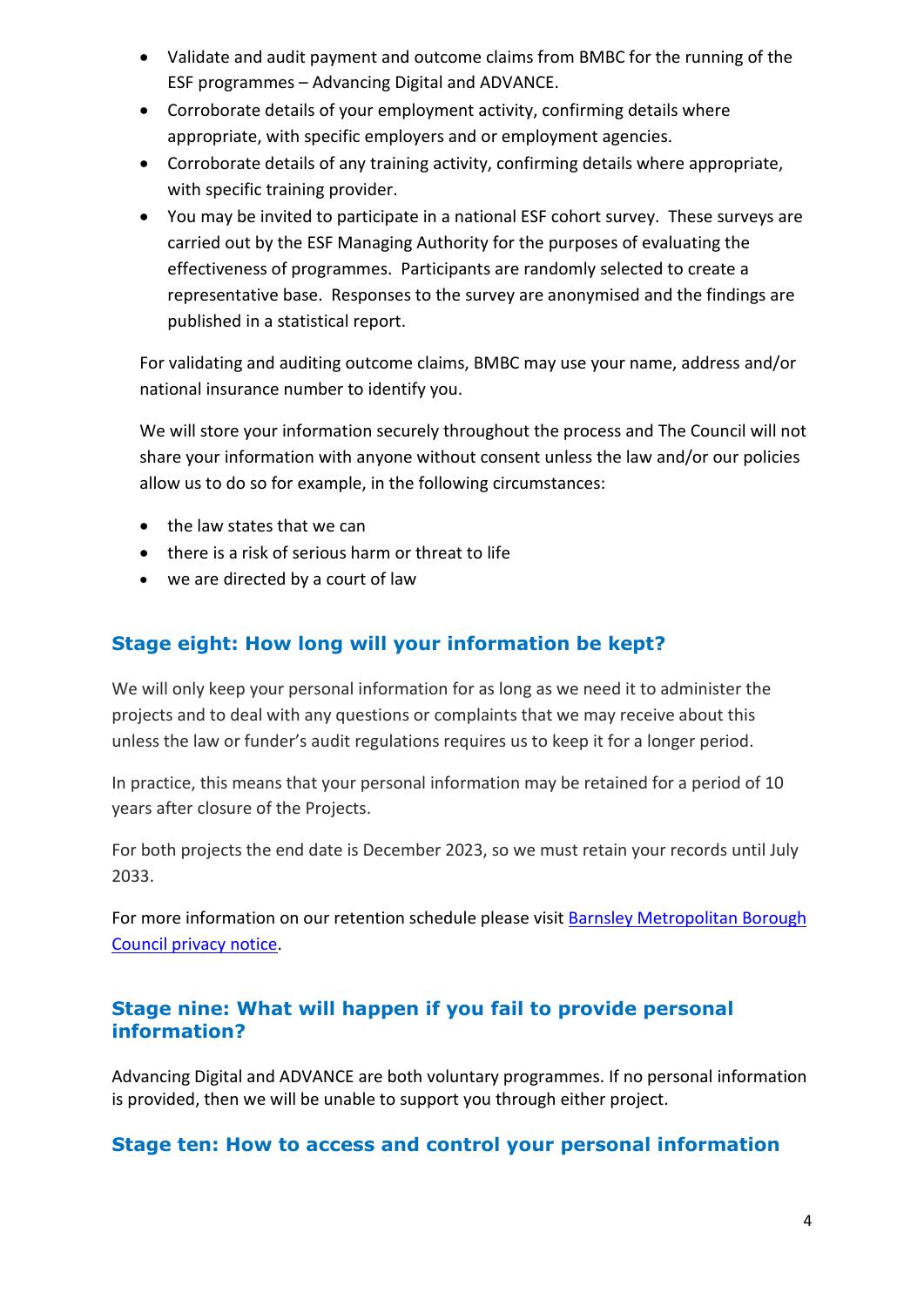- Validate and audit payment and outcome claims from BMBC for the running of the ESF programmes – Advancing Digital and ADVANCE.
- Corroborate details of your employment activity, confirming details where appropriate, with specific employers and or employment agencies.
- Corroborate details of any training activity, confirming details where appropriate, with specific training provider.
- You may be invited to participate in a national ESF cohort survey. These surveys are carried out by the ESF Managing Authority for the purposes of evaluating the effectiveness of programmes. Participants are randomly selected to create a representative base. Responses to the survey are anonymised and the findings are published in a statistical report.

For validating and auditing outcome claims, BMBC may use your name, address and/or national insurance number to identify you.

We will store your information securely throughout the process and The Council will not share your information with anyone without consent unless the law and/or our policies allow us to do so for example, in the following circumstances:

- the law states that we can
- there is a risk of serious harm or threat to life
- we are directed by a court of law

## Stage eight: How long will your information be kept?

We will only keep your personal information for as long as we need it to administer the projects and to deal with any questions or complaints that we may receive about this unless the law or funder's audit regulations requires us to keep it for a longer period.

In practice, this means that your personal information may be retained for a period of 10 years after closure of the Projects.

For both projects the end date is December 2023, so we must retain your records until July 2033.

For more information on our retention schedule please visit [Barnsley Metropolitan Borough Council privacy notice](#).

## Stage nine: What will happen if you fail to provide personal information?

Advancing Digital and ADVANCE are both voluntary programmes. If no personal information is provided, then we will be unable to support you through either project.

## Stage ten: How to access and control your personal information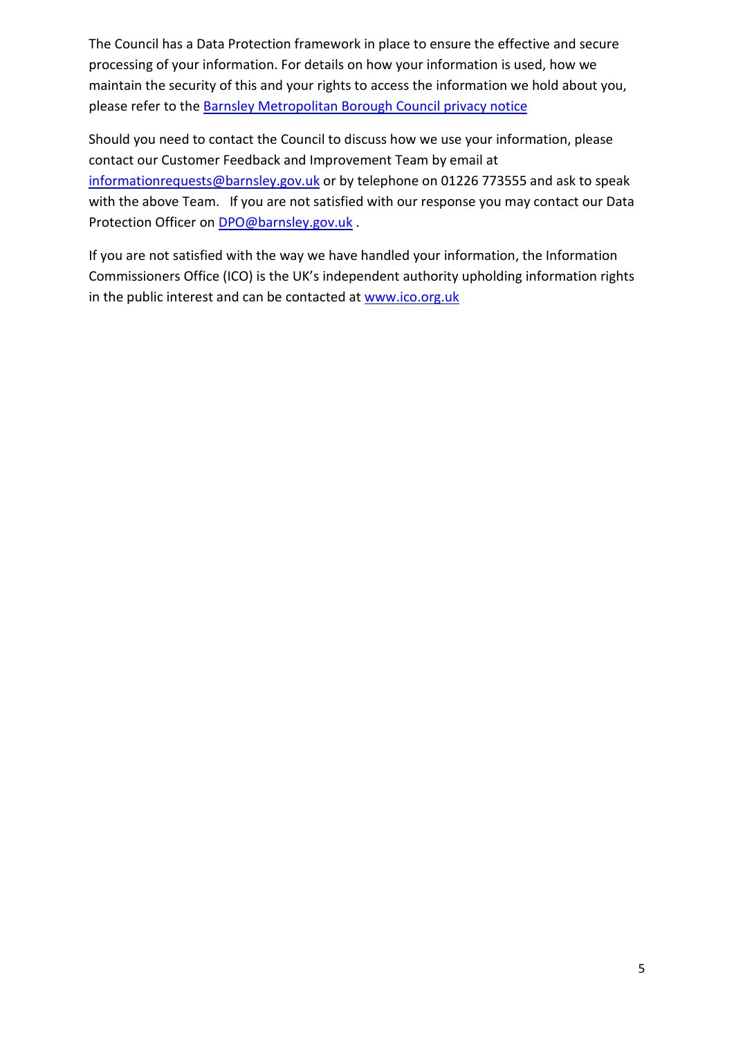The Council has a Data Protection framework in place to ensure the effective and secure processing of your information. For details on how your information is used, how we maintain the security of this and your rights to access the information we hold about you, please refer to the Barnsley Metropolitan Borough Council privacy notice

Should you need to contact the Council to discuss how we use your information, please contact our Customer Feedback and Improvement Team by email at informationrequests@barnsley.gov.uk or by telephone on 01226 773555 and ask to speak with the above Team. If you are not satisfied with our response you may contact our Data Protection Officer on DPO@barnsley.gov.uk .

If you are not satisfied with the way we have handled your information, the Information Commissioners Office (ICO) is the UK's independent authority upholding information rights in the public interest and can be contacted at www.ico.org.uk